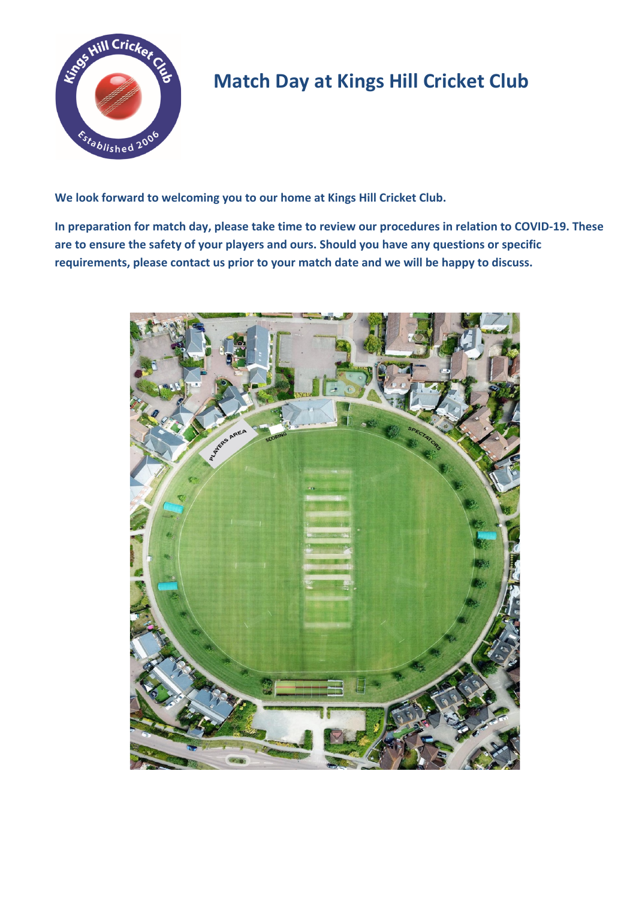# Match Day at Kings Hill Cricket Club

**We look forward to welcoming you to our home at Kings Hill Cricket Club.**

**In preparation for match day, please take time to review our procedures in relation to COVID-19. These are to ensure the safety of your players and ours. Should you have any questions or specific requirements, please contact us prior to your match date and we will be happy to discuss.**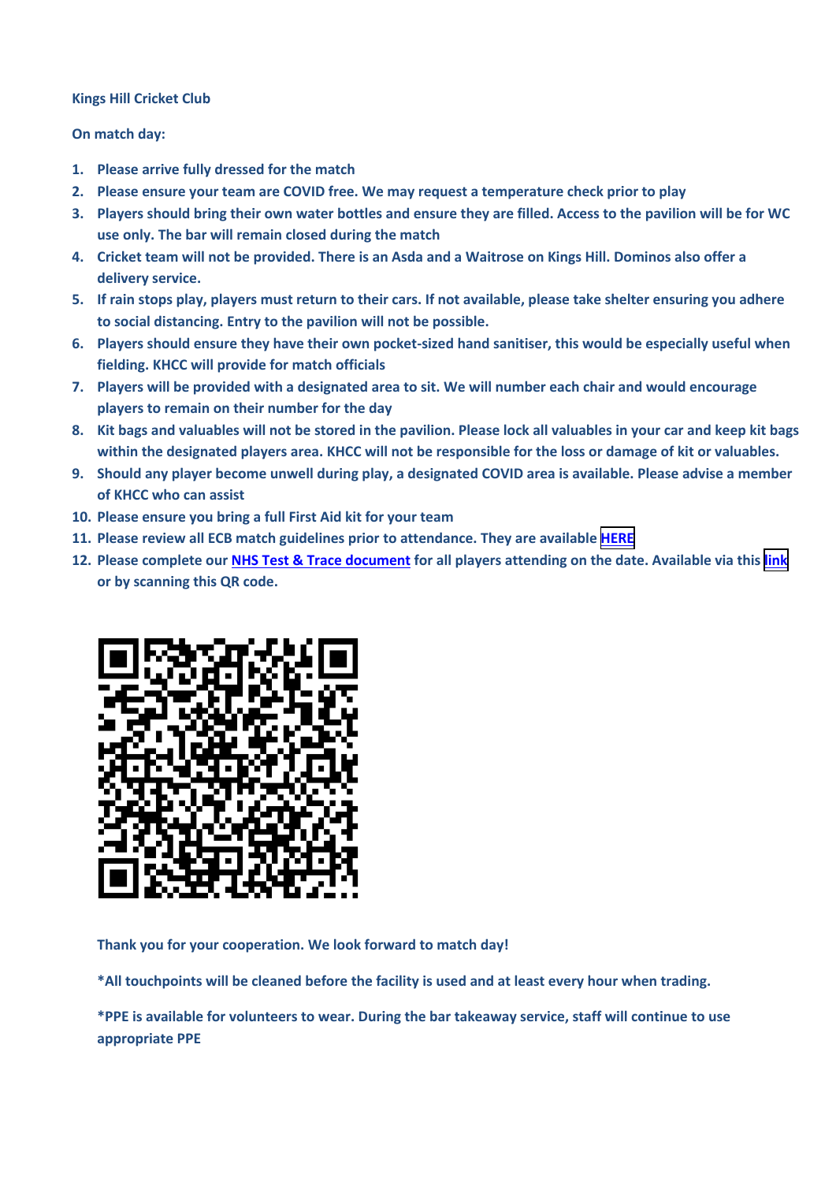**Kings Hill Cricket Club**

**On match day:**

1. **Please arrive fully dressed for the match**
2. **Please ensure your team are COVID free. We may request a temperature check prior to play**
3. **Players should bring their own water bottles and ensure they are filled. Access to the pavilion will be for WC use only. The bar will remain closed during the match**
4. **Cricket team will not be provided. There is an Asda and a Waitrose on Kings Hill. Dominos also offer a delivery service.**
5. **If rain stops play, players must return to their cars. If not available, please take shelter ensuring you adhere to social distancing. Entry to the pavilion will not be possible.**
6. **Players should ensure they have their own pocket-sized hand sanitiser, this would be especially useful when fielding. KHCC will provide for match officials**
7. **Players will be provided with a designated area to sit. We will number each chair and would encourage players to remain on their number for the day**
8. **Kit bags and valuables will not be stored in the pavilion. Please lock all valuables in your car and keep kit bags within the designated players area. KHCC will not be responsible for the loss or damage of kit or valuables.**
9. **Should any player become unwell during play, a designated COVID area is available. Please advise a member of KHCC who can assist**
10. **Please ensure you bring a full First Aid kit for your team**
11. **Please review all ECB match guidelines prior to attendance. They are available HERE**
12. **Please complete our NHS Test & Trace document for all players attending on the date. Available via this link or by scanning this QR code.**

**Thank you for your cooperation. We look forward to match day!**

***All touchpoints will be cleaned before the facility is used and at least every hour when trading.**

***PPE is available for volunteers to wear. During the bar takeaway service, staff will continue to use appropriate PPE**